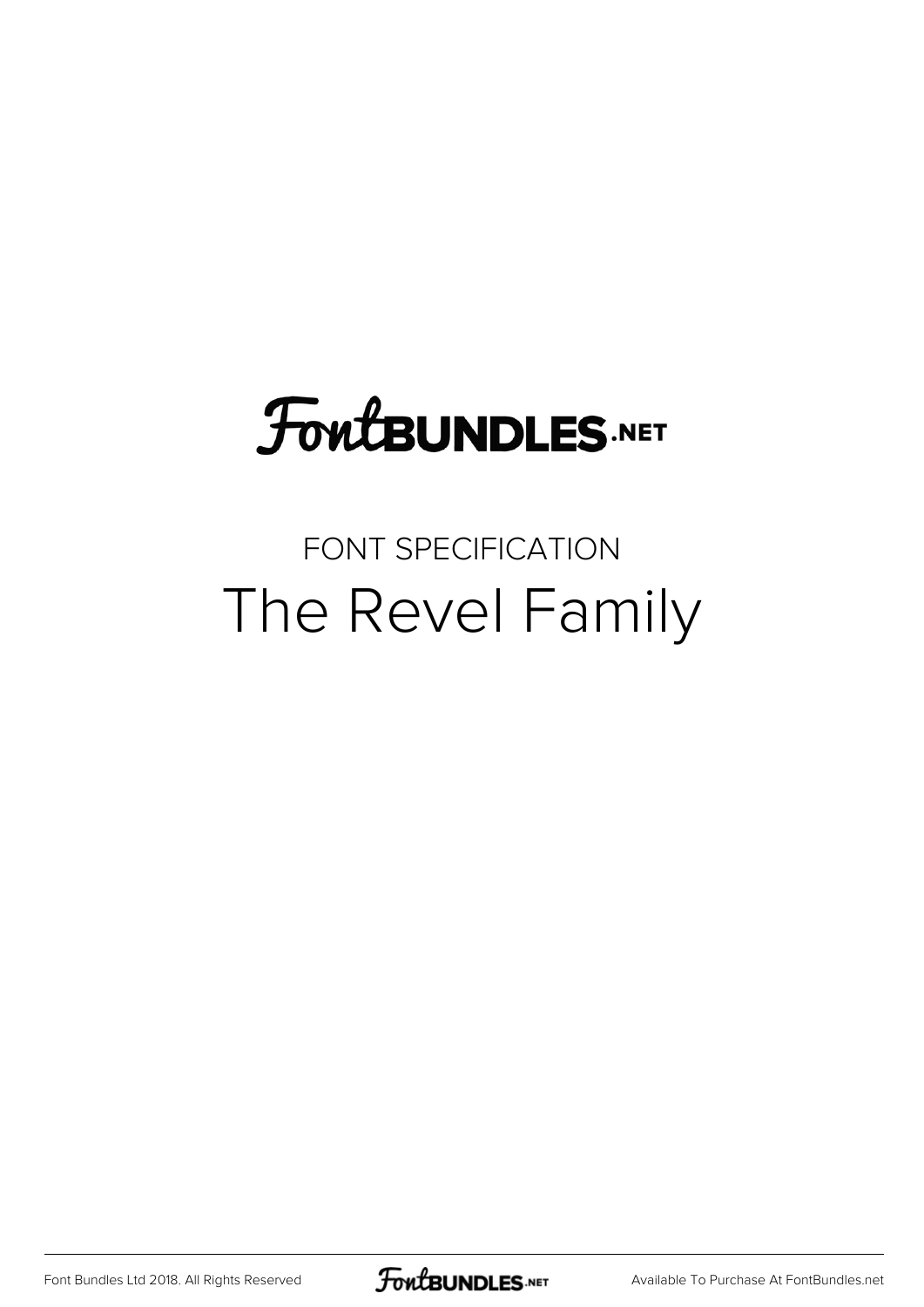FontBUNDLES.NET

FONT SPECIFICATION

# The Revel Family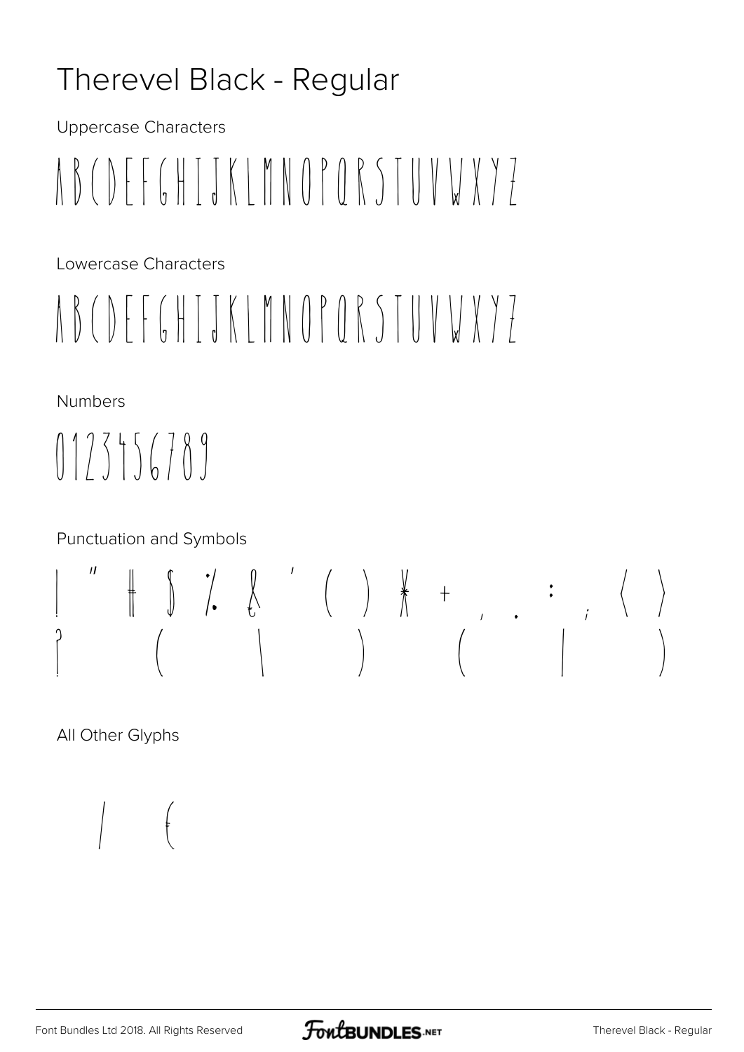# Therevel Black - Regular

Uppercase Characters

ABCDEFGHIJKLMNOPQRSTUVWXYZ

Lowercase Characters

ABCDEFGHIJKLMNOPQRSTUVWXYZ

Numbers

0123456789

Punctuation and Symbols

! " # $ % & ' ( ) * + , . : ; < >
? [ \ ] { | }

All Other Glyphs

/ €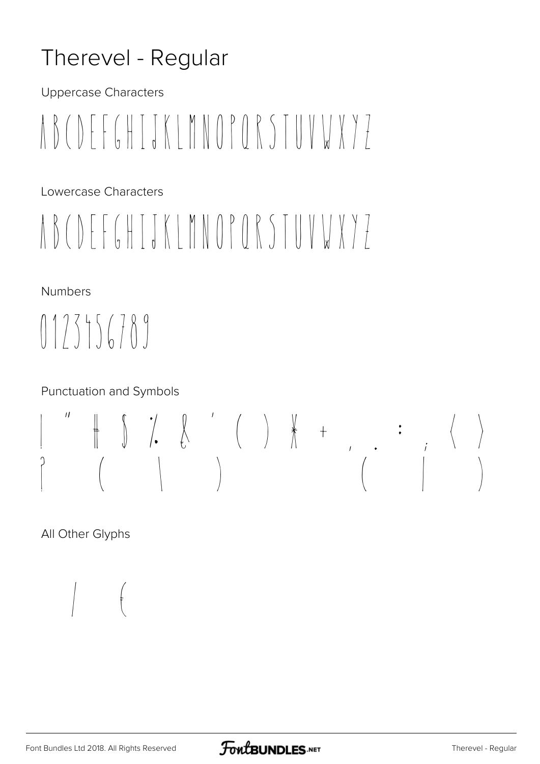# Therevel - Regular

Uppercase Characters

A B C D E F G H I J K L M N O P Q R S T U V W X Y Z

Lowercase Characters

A B C D E F G H I J K L M N O P Q R S T U V W X Y Z

Numbers

0 1 2 3 4 5 6 7 8 9

Punctuation and Symbols

! " # $ % & ' ( ) * + , . : ; < >
? [ \ ] { | }

All Other Glyphs

/ €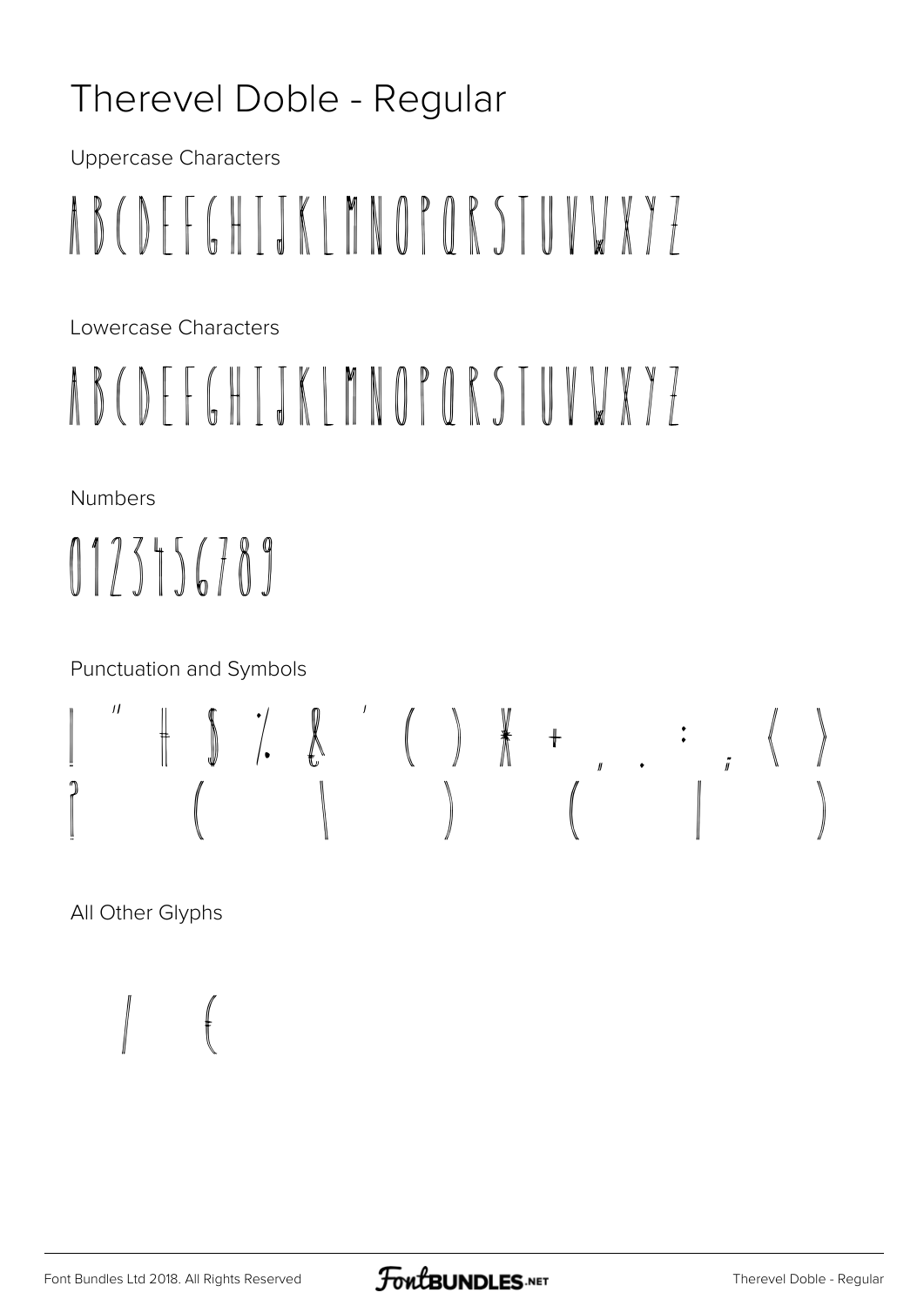# Therevel Doble - Regular

Uppercase Characters

ABCDEFGHIJKLMNOPQRSTUVWXYZ

Lowercase Characters

ABCDEFGHIJKLMNOPQRSTUVWXYZ

Numbers

0123456789

Punctuation and Symbols

! " # $ % & ' ( ) * + , . : ; < >
? [ \ ] { | }

All Other Glyphs

/ €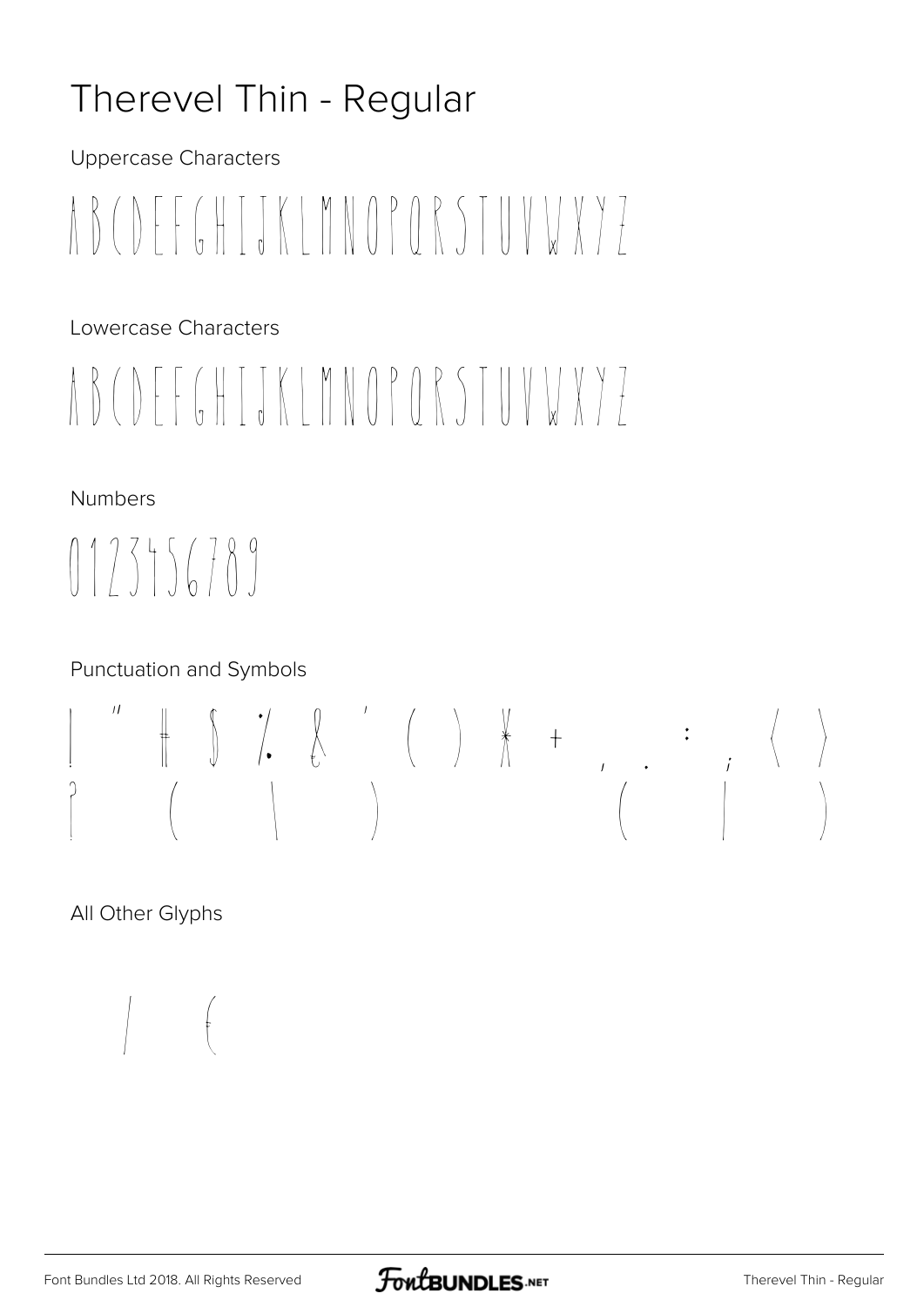# Therevel Thin - Regular

Uppercase Characters

A B C D E F G H I J K L M N O P Q R S T U V W X Y Z

Lowercase Characters

A B C D E F G H I J K L M N O P Q R S T U V W X Y Z

Numbers

0 1 2 3 4 5 6 7 8 9

Punctuation and Symbols

! " # $ % & ' ( ) * + , . : ; < >
? [ \ ] { | }

All Other Glyphs

/ €